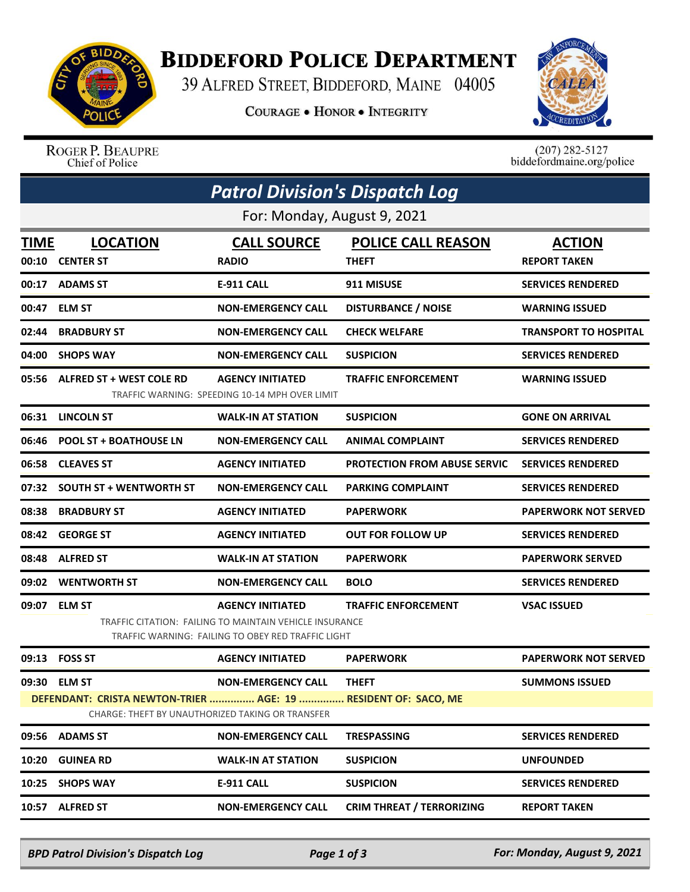# BIDDEFORD POLICE DEPARTMENT

39 ALFRED STREET, BIDDEFORD, MAINE 04005

COURAGE • HONOR • INTEGRITY

ROGER P. BEAUPRE
Chief of Police

(207) 282-5127
biddefordmaine.org/police

## *Patrol Division's Dispatch Log*

For: Monday, August 9, 2021

| TIME | LOCATION | CALL SOURCE | POLICE CALL REASON | ACTION |
|---|---|---|---|---|
| 00:10 | CENTER ST | RADIO | THEFT | REPORT TAKEN |
| 00:17 | ADAMS ST | E-911 CALL | 911 MISUSE | SERVICES RENDERED |
| 00:47 | ELM ST | NON-EMERGENCY CALL | DISTURBANCE / NOISE | WARNING ISSUED |
| 02:44 | BRADBURY ST | NON-EMERGENCY CALL | CHECK WELFARE | TRANSPORT TO HOSPITAL |
| 04:00 | SHOPS WAY | NON-EMERGENCY CALL | SUSPICION | SERVICES RENDERED |
| 05:56 | ALFRED ST + WEST COLE RD | AGENCY INITIATED | TRAFFIC ENFORCEMENT | WARNING ISSUED |
| | | TRAFFIC WARNING: SPEEDING 10-14 MPH OVER LIMIT | | |
| 06:31 | LINCOLN ST | WALK-IN AT STATION | SUSPICION | GONE ON ARRIVAL |
| 06:46 | POOL ST + BOATHOUSE LN | NON-EMERGENCY CALL | ANIMAL COMPLAINT | SERVICES RENDERED |
| 06:58 | CLEAVES ST | AGENCY INITIATED | PROTECTION FROM ABUSE SERVIC | SERVICES RENDERED |
| 07:32 | SOUTH ST + WENTWORTH ST | NON-EMERGENCY CALL | PARKING COMPLAINT | SERVICES RENDERED |
| 08:38 | BRADBURY ST | AGENCY INITIATED | PAPERWORK | PAPERWORK NOT SERVED |
| 08:42 | GEORGE ST | AGENCY INITIATED | OUT FOR FOLLOW UP | SERVICES RENDERED |
| 08:48 | ALFRED ST | WALK-IN AT STATION | PAPERWORK | PAPERWORK SERVED |
| 09:02 | WENTWORTH ST | NON-EMERGENCY CALL | BOLO | SERVICES RENDERED |
| 09:07 | ELM ST | AGENCY INITIATED | TRAFFIC ENFORCEMENT | VSAC ISSUED |
| | | TRAFFIC CITATION: FAILING TO MAINTAIN VEHICLE INSURANCE<br>TRAFFIC WARNING: FAILING TO OBEY RED TRAFFIC LIGHT | | |
| 09:13 | FOSS ST | AGENCY INITIATED | PAPERWORK | PAPERWORK NOT SERVED |
| 09:30 | ELM ST | NON-EMERGENCY CALL | THEFT | SUMMONS ISSUED |
| | DEFENDANT: CRISTA NEWTON-TRIER ............... AGE: 19 ............... RESIDENT OF: SACO, ME | | | |
| | CHARGE: THEFT BY UNAUTHORIZED TAKING OR TRANSFER | | | |
| 09:56 | ADAMS ST | NON-EMERGENCY CALL | TRESPASSING | SERVICES RENDERED |
| 10:20 | GUINEA RD | WALK-IN AT STATION | SUSPICION | UNFOUNDED |
| 10:25 | SHOPS WAY | E-911 CALL | SUSPICION | SERVICES RENDERED |
| 10:57 | ALFRED ST | NON-EMERGENCY CALL | CRIM THREAT / TERRORIZING | REPORT TAKEN |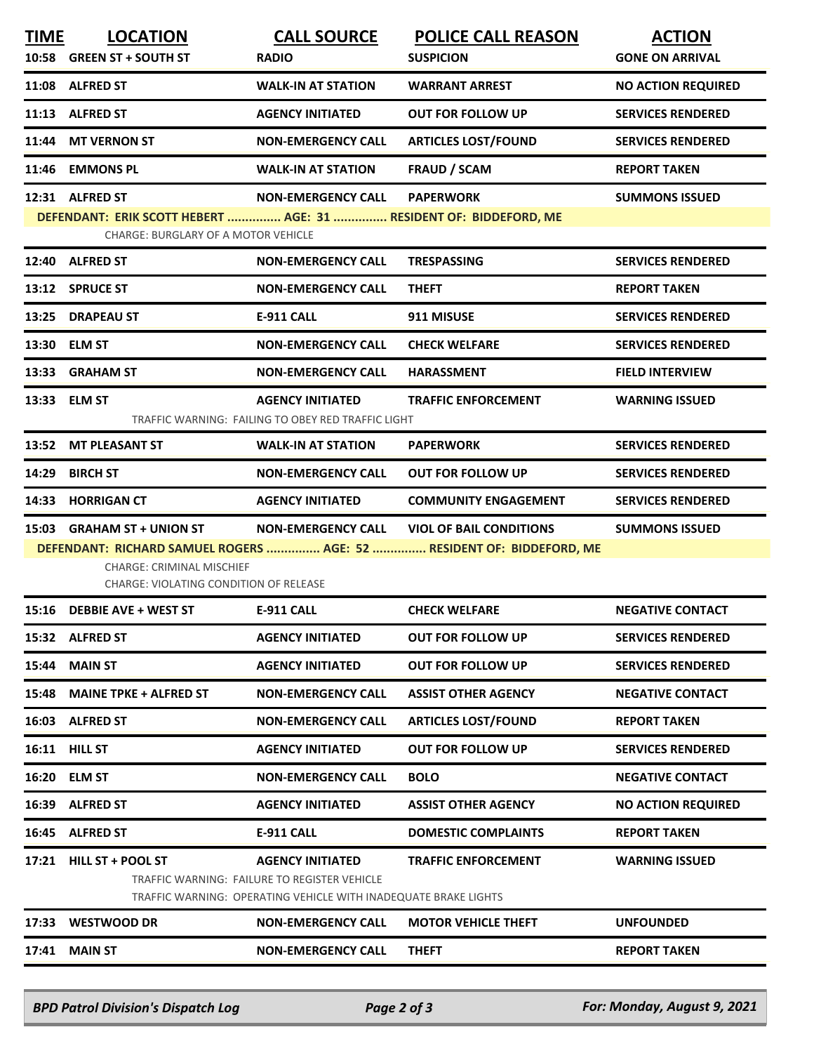| TIME | LOCATION | CALL SOURCE | POLICE CALL REASON | ACTION |
|---|---|---|---|---|
| 10:58 | GREEN ST + SOUTH ST | RADIO | SUSPICION | GONE ON ARRIVAL |
| 11:08 | ALFRED ST | WALK-IN AT STATION | WARRANT ARREST | NO ACTION REQUIRED |
| 11:13 | ALFRED ST | AGENCY INITIATED | OUT FOR FOLLOW UP | SERVICES RENDERED |
| 11:44 | MT VERNON ST | NON-EMERGENCY CALL | ARTICLES LOST/FOUND | SERVICES RENDERED |
| 11:46 | EMMONS PL | WALK-IN AT STATION | FRAUD / SCAM | REPORT TAKEN |
| 12:31 | ALFRED ST | NON-EMERGENCY CALL | PAPERWORK | SUMMONS ISSUED |
| | DEFENDANT: ERIK SCOTT HEBERT ............... AGE: 31 ............... RESIDENT OF: BIDDEFORD, ME<br>CHARGE: BURGLARY OF A MOTOR VEHICLE | | | |
| 12:40 | ALFRED ST | NON-EMERGENCY CALL | TRESPASSING | SERVICES RENDERED |
| 13:12 | SPRUCE ST | NON-EMERGENCY CALL | THEFT | REPORT TAKEN |
| 13:25 | DRAPEAU ST | E-911 CALL | 911 MISUSE | SERVICES RENDERED |
| 13:30 | ELM ST | NON-EMERGENCY CALL | CHECK WELFARE | SERVICES RENDERED |
| 13:33 | GRAHAM ST | NON-EMERGENCY CALL | HARASSMENT | FIELD INTERVIEW |
| 13:33 | ELM ST | AGENCY INITIATED | TRAFFIC ENFORCEMENT | WARNING ISSUED |
| | | TRAFFIC WARNING: FAILING TO OBEY RED TRAFFIC LIGHT | | |
| 13:52 | MT PLEASANT ST | WALK-IN AT STATION | PAPERWORK | SERVICES RENDERED |
| 14:29 | BIRCH ST | NON-EMERGENCY CALL | OUT FOR FOLLOW UP | SERVICES RENDERED |
| 14:33 | HORRIGAN CT | AGENCY INITIATED | COMMUNITY ENGAGEMENT | SERVICES RENDERED |
| 15:03 | GRAHAM ST + UNION ST | NON-EMERGENCY CALL | VIOL OF BAIL CONDITIONS | SUMMONS ISSUED |
| | DEFENDANT: RICHARD SAMUEL ROGERS ............... AGE: 52 ............... RESIDENT OF: BIDDEFORD, ME<br>CHARGE: CRIMINAL MISCHIEF<br>CHARGE: VIOLATING CONDITION OF RELEASE | | | |
| 15:16 | DEBBIE AVE + WEST ST | E-911 CALL | CHECK WELFARE | NEGATIVE CONTACT |
| 15:32 | ALFRED ST | AGENCY INITIATED | OUT FOR FOLLOW UP | SERVICES RENDERED |
| 15:44 | MAIN ST | AGENCY INITIATED | OUT FOR FOLLOW UP | SERVICES RENDERED |
| 15:48 | MAINE TPKE + ALFRED ST | NON-EMERGENCY CALL | ASSIST OTHER AGENCY | NEGATIVE CONTACT |
| 16:03 | ALFRED ST | NON-EMERGENCY CALL | ARTICLES LOST/FOUND | REPORT TAKEN |
| 16:11 | HILL ST | AGENCY INITIATED | OUT FOR FOLLOW UP | SERVICES RENDERED |
| 16:20 | ELM ST | NON-EMERGENCY CALL | BOLO | NEGATIVE CONTACT |
| 16:39 | ALFRED ST | AGENCY INITIATED | ASSIST OTHER AGENCY | NO ACTION REQUIRED |
| 16:45 | ALFRED ST | E-911 CALL | DOMESTIC COMPLAINTS | REPORT TAKEN |
| 17:21 | HILL ST + POOL ST | AGENCY INITIATED | TRAFFIC ENFORCEMENT | WARNING ISSUED |
| | | TRAFFIC WARNING: FAILURE TO REGISTER VEHICLE<br>TRAFFIC WARNING: OPERATING VEHICLE WITH INADEQUATE BRAKE LIGHTS | | |
| 17:33 | WESTWOOD DR | NON-EMERGENCY CALL | MOTOR VEHICLE THEFT | UNFOUNDED |
| 17:41 | MAIN ST | NON-EMERGENCY CALL | THEFT | REPORT TAKEN |

*BPD Patrol Division's Dispatch Log* — *For: Monday, August 9, 2021*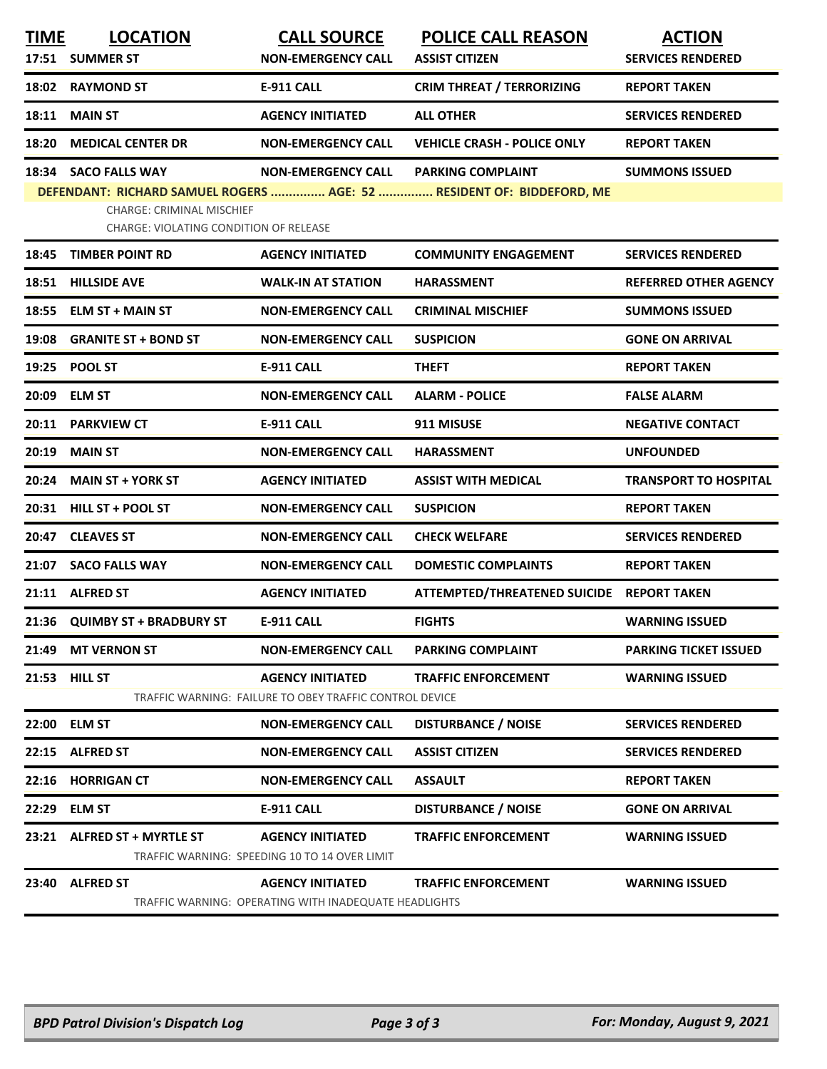| TIME | LOCATION | CALL SOURCE | POLICE CALL REASON | ACTION |
|---|---|---|---|---|
| 17:51 | SUMMER ST | NON-EMERGENCY CALL | ASSIST CITIZEN | SERVICES RENDERED |
| 18:02 | RAYMOND ST | E-911 CALL | CRIM THREAT / TERRORIZING | REPORT TAKEN |
| 18:11 | MAIN ST | AGENCY INITIATED | ALL OTHER | SERVICES RENDERED |
| 18:20 | MEDICAL CENTER DR | NON-EMERGENCY CALL | VEHICLE CRASH - POLICE ONLY | REPORT TAKEN |
| 18:34 | SACO FALLS WAY | NON-EMERGENCY CALL | PARKING COMPLAINT | SUMMONS ISSUED |
| | DEFENDANT: RICHARD SAMUEL ROGERS ............... AGE: 52 ............... RESIDENT OF: BIDDEFORD, ME<br>CHARGE: CRIMINAL MISCHIEF<br>CHARGE: VIOLATING CONDITION OF RELEASE | | | |
| 18:45 | TIMBER POINT RD | AGENCY INITIATED | COMMUNITY ENGAGEMENT | SERVICES RENDERED |
| 18:51 | HILLSIDE AVE | WALK-IN AT STATION | HARASSMENT | REFERRED OTHER AGENCY |
| 18:55 | ELM ST + MAIN ST | NON-EMERGENCY CALL | CRIMINAL MISCHIEF | SUMMONS ISSUED |
| 19:08 | GRANITE ST + BOND ST | NON-EMERGENCY CALL | SUSPICION | GONE ON ARRIVAL |
| 19:25 | POOL ST | E-911 CALL | THEFT | REPORT TAKEN |
| 20:09 | ELM ST | NON-EMERGENCY CALL | ALARM - POLICE | FALSE ALARM |
| 20:11 | PARKVIEW CT | E-911 CALL | 911 MISUSE | NEGATIVE CONTACT |
| 20:19 | MAIN ST | NON-EMERGENCY CALL | HARASSMENT | UNFOUNDED |
| 20:24 | MAIN ST + YORK ST | AGENCY INITIATED | ASSIST WITH MEDICAL | TRANSPORT TO HOSPITAL |
| 20:31 | HILL ST + POOL ST | NON-EMERGENCY CALL | SUSPICION | REPORT TAKEN |
| 20:47 | CLEAVES ST | NON-EMERGENCY CALL | CHECK WELFARE | SERVICES RENDERED |
| 21:07 | SACO FALLS WAY | NON-EMERGENCY CALL | DOMESTIC COMPLAINTS | REPORT TAKEN |
| 21:11 | ALFRED ST | AGENCY INITIATED | ATTEMPTED/THREATENED SUICIDE | REPORT TAKEN |
| 21:36 | QUIMBY ST + BRADBURY ST | E-911 CALL | FIGHTS | WARNING ISSUED |
| 21:49 | MT VERNON ST | NON-EMERGENCY CALL | PARKING COMPLAINT | PARKING TICKET ISSUED |
| 21:53 | HILL ST | AGENCY INITIATED | TRAFFIC ENFORCEMENT | WARNING ISSUED |
| | TRAFFIC WARNING: FAILURE TO OBEY TRAFFIC CONTROL DEVICE | | | |
| 22:00 | ELM ST | NON-EMERGENCY CALL | DISTURBANCE / NOISE | SERVICES RENDERED |
| 22:15 | ALFRED ST | NON-EMERGENCY CALL | ASSIST CITIZEN | SERVICES RENDERED |
| 22:16 | HORRIGAN CT | NON-EMERGENCY CALL | ASSAULT | REPORT TAKEN |
| 22:29 | ELM ST | E-911 CALL | DISTURBANCE / NOISE | GONE ON ARRIVAL |
| 23:21 | ALFRED ST + MYRTLE ST | AGENCY INITIATED | TRAFFIC ENFORCEMENT | WARNING ISSUED |
| | TRAFFIC WARNING: SPEEDING 10 TO 14 OVER LIMIT | | | |
| 23:40 | ALFRED ST | AGENCY INITIATED | TRAFFIC ENFORCEMENT | WARNING ISSUED |
| | TRAFFIC WARNING: OPERATING WITH INADEQUATE HEADLIGHTS | | | |

*BPD Patrol Division's Dispatch Log* — *For: Monday, August 9, 2021*